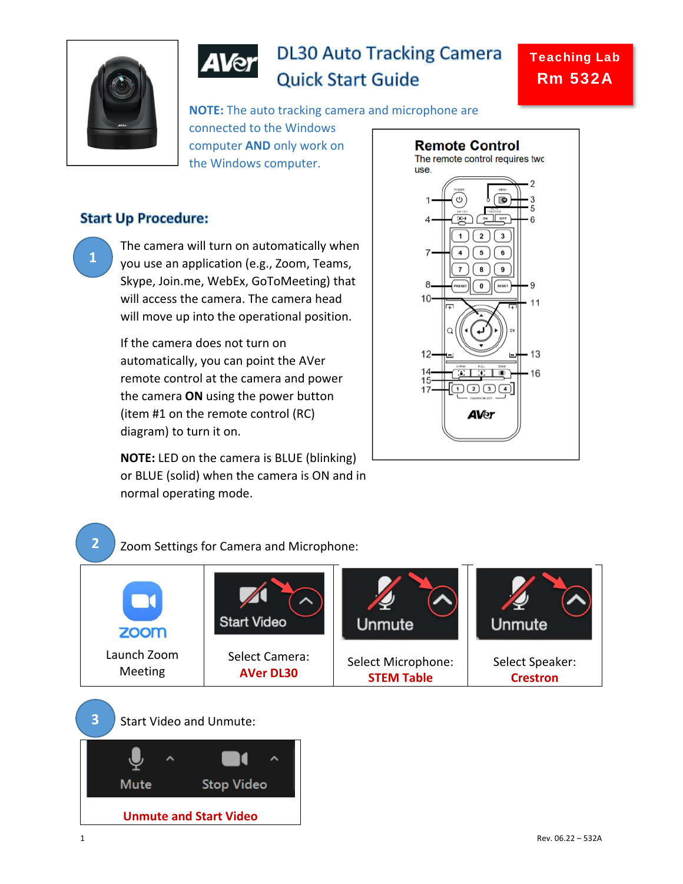# DL30 Auto Tracking Camera Quick Start Guide

**Teaching Lab**
**Rm 532A**

**NOTE:** The auto tracking camera and microphone are connected to the Windows computer **AND** only work on the Windows computer.

## Remote Control

The remote control requires two use.

## Start Up Procedure:

**1** The camera will turn on automatically when you use an application (e.g., Zoom, Teams, Skype, Join.me, WebEx, GoToMeeting) that will access the camera. The camera head will move up into the operational position.

If the camera does not turn on automatically, you can point the AVer remote control at the camera and power the camera **ON** using the power button (item #1 on the remote control (RC) diagram) to turn it on.

**NOTE:** LED on the camera is BLUE (blinking) or BLUE (solid) when the camera is ON and in normal operating mode.

**2** Zoom Settings for Camera and Microphone:

| Launch Zoom Meeting | Select Camera: **AVer DL30** | Select Microphone: **STEM Table** | Select Speaker: **Crestron** |
|---|---|---|---|

**3** Start Video and Unmute:

**Unmute and Start Video**

Rev. 06.22 – 532A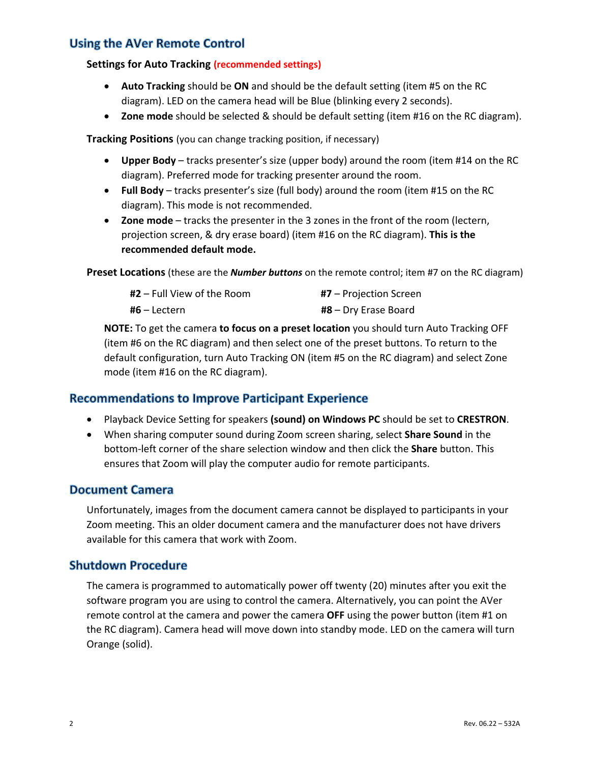## Using the AVer Remote Control

**Settings for Auto Tracking** **(recommended settings)**

- **Auto Tracking** should be **ON** and should be the default setting (item #5 on the RC diagram). LED on the camera head will be Blue (blinking every 2 seconds).
- **Zone mode** should be selected & should be default setting (item #16 on the RC diagram).

**Tracking Positions** (you can change tracking position, if necessary)

- **Upper Body** – tracks presenter's size (upper body) around the room (item #14 on the RC diagram). Preferred mode for tracking presenter around the room.
- **Full Body** – tracks presenter's size (full body) around the room (item #15 on the RC diagram). This mode is not recommended.
- **Zone mode** – tracks the presenter in the 3 zones in the front of the room (lectern, projection screen, & dry erase board) (item #16 on the RC diagram). **This is the recommended default mode.**

**Preset Locations** (these are the ***Number buttons*** on the remote control; item #7 on the RC diagram)

**#2** – Full View of the Room
**#6** – Lectern
**#7** – Projection Screen
**#8** – Dry Erase Board

**NOTE:** To get the camera **to focus on a preset location** you should turn Auto Tracking OFF (item #6 on the RC diagram) and then select one of the preset buttons. To return to the default configuration, turn Auto Tracking ON (item #5 on the RC diagram) and select Zone mode (item #16 on the RC diagram).

## Recommendations to Improve Participant Experience

- Playback Device Setting for speakers **(sound) on Windows PC** should be set to **CRESTRON**.
- When sharing computer sound during Zoom screen sharing, select **Share Sound** in the bottom-left corner of the share selection window and then click the **Share** button. This ensures that Zoom will play the computer audio for remote participants.

## Document Camera

Unfortunately, images from the document camera cannot be displayed to participants in your Zoom meeting. This an older document camera and the manufacturer does not have drivers available for this camera that work with Zoom.

## Shutdown Procedure

The camera is programmed to automatically power off twenty (20) minutes after you exit the software program you are using to control the camera. Alternatively, you can point the AVer remote control at the camera and power the camera **OFF** using the power button (item #1 on the RC diagram). Camera head will move down into standby mode. LED on the camera will turn Orange (solid).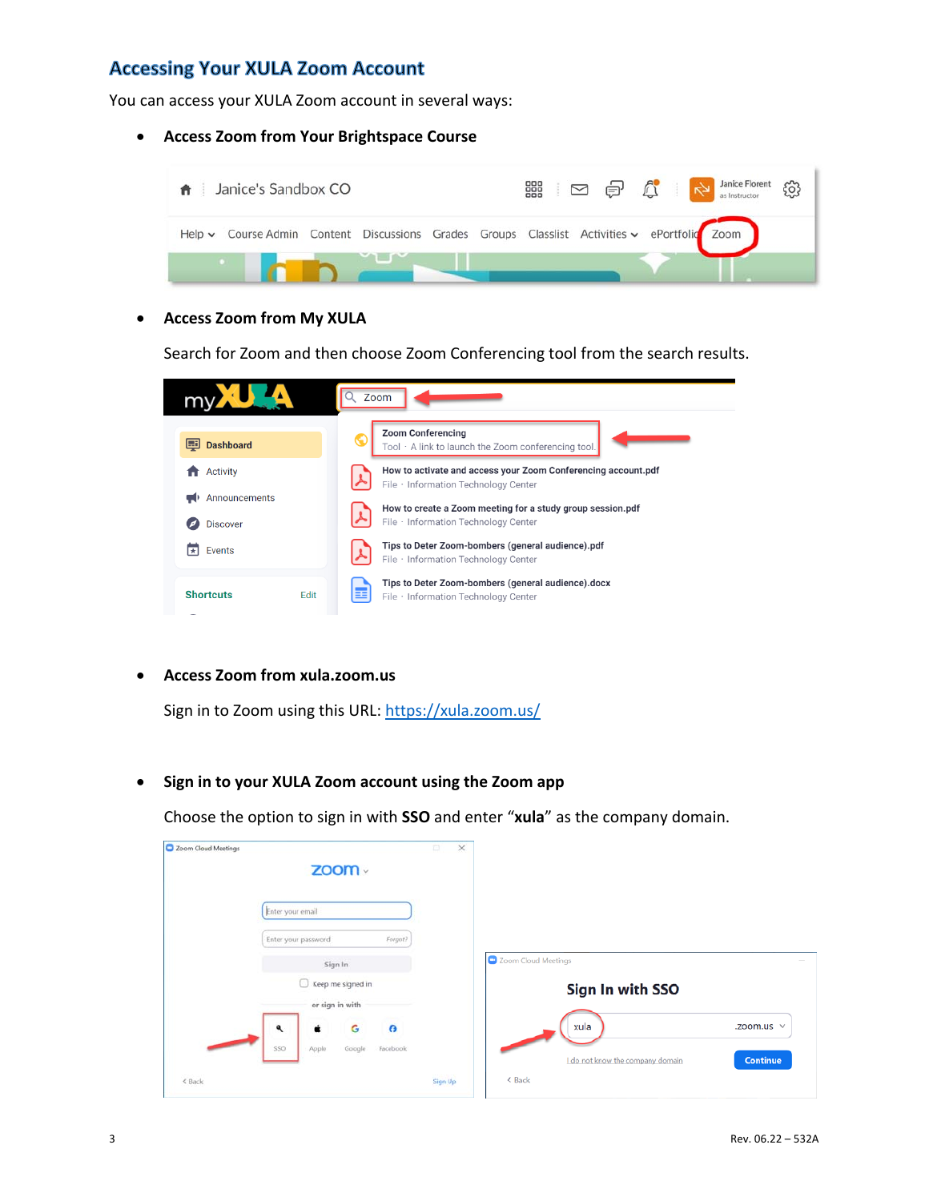## Accessing Your XULA Zoom Account

You can access your XULA Zoom account in several ways:

- **Access Zoom from Your Brightspace Course**

- **Access Zoom from My XULA**

  Search for Zoom and then choose Zoom Conferencing tool from the search results.

- **Access Zoom from xula.zoom.us**

  Sign in to Zoom using this URL: https://xula.zoom.us/

- **Sign in to your XULA Zoom account using the Zoom app**

  Choose the option to sign in with **SSO** and enter "**xula**" as the company domain.

Rev. 06.22 – 532A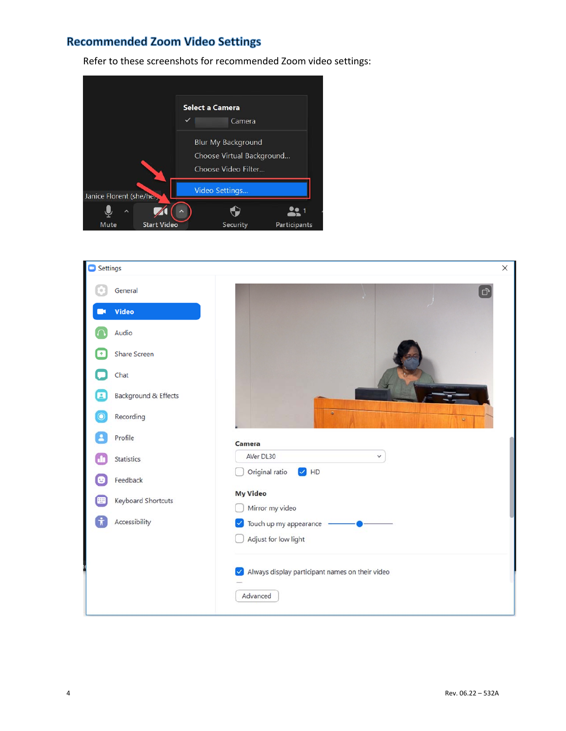## Recommended Zoom Video Settings

Refer to these screenshots for recommended Zoom video settings: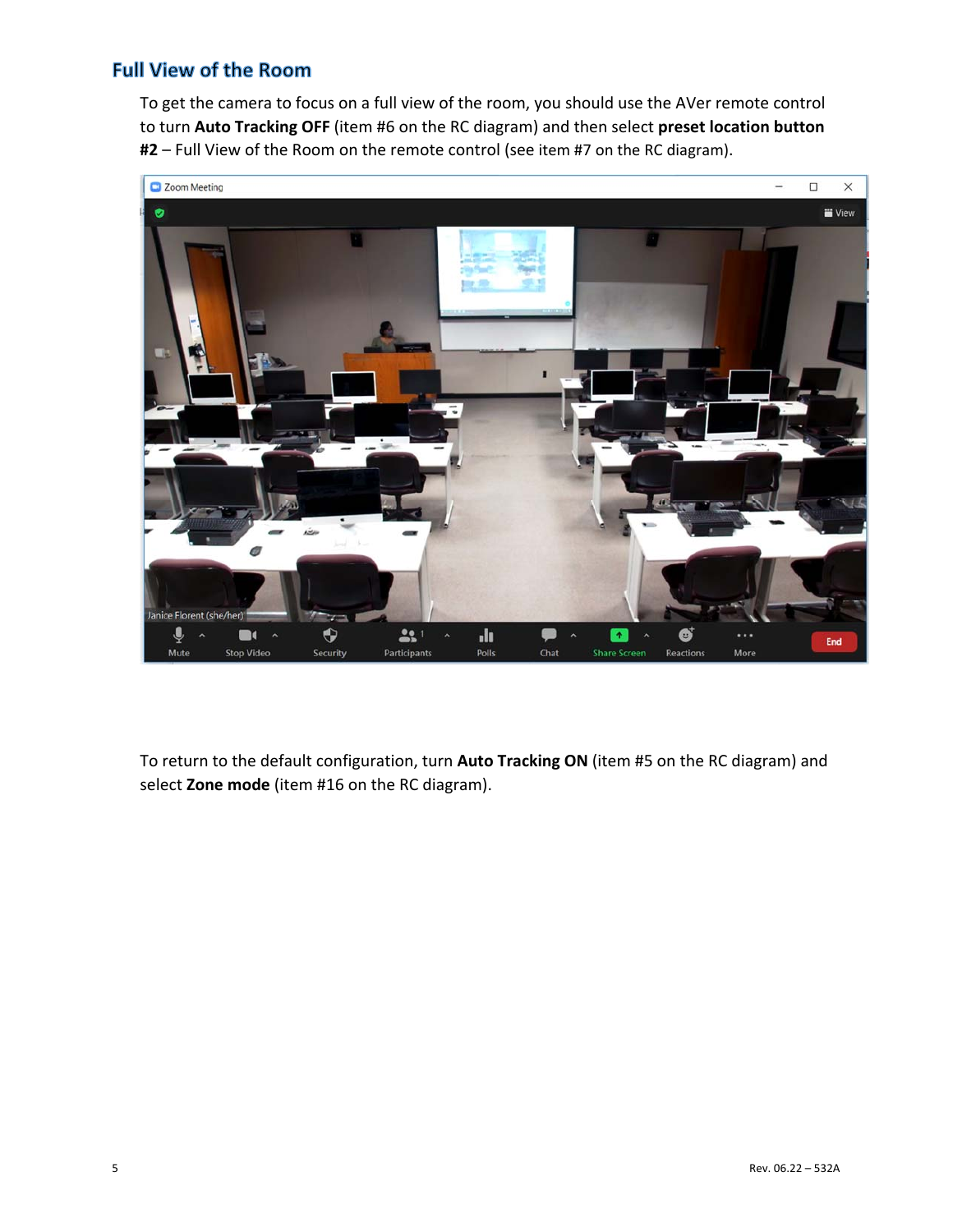## Full View of the Room

To get the camera to focus on a full view of the room, you should use the AVer remote control to turn **Auto Tracking OFF** (item #6 on the RC diagram) and then select **preset location button #2** – Full View of the Room on the remote control (see item #7 on the RC diagram).

To return to the default configuration, turn **Auto Tracking ON** (item #5 on the RC diagram) and select **Zone mode** (item #16 on the RC diagram).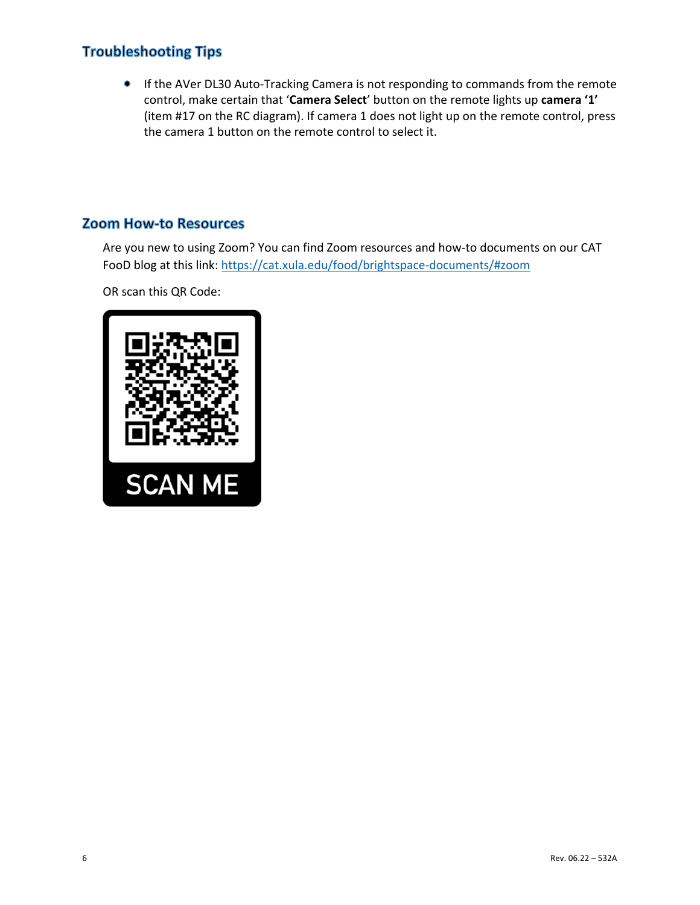## Troubleshooting Tips

- If the AVer DL30 Auto-Tracking Camera is not responding to commands from the remote control, make certain that '**Camera Select**' button on the remote lights up **camera '1'** (item #17 on the RC diagram). If camera 1 does not light up on the remote control, press the camera 1 button on the remote control to select it.

## Zoom How-to Resources

Are you new to using Zoom? You can find Zoom resources and how-to documents on our CAT FooD blog at this link: https://cat.xula.edu/food/brightspace-documents/#zoom

OR scan this QR Code:

SCAN ME

Rev. 06.22 – 532A